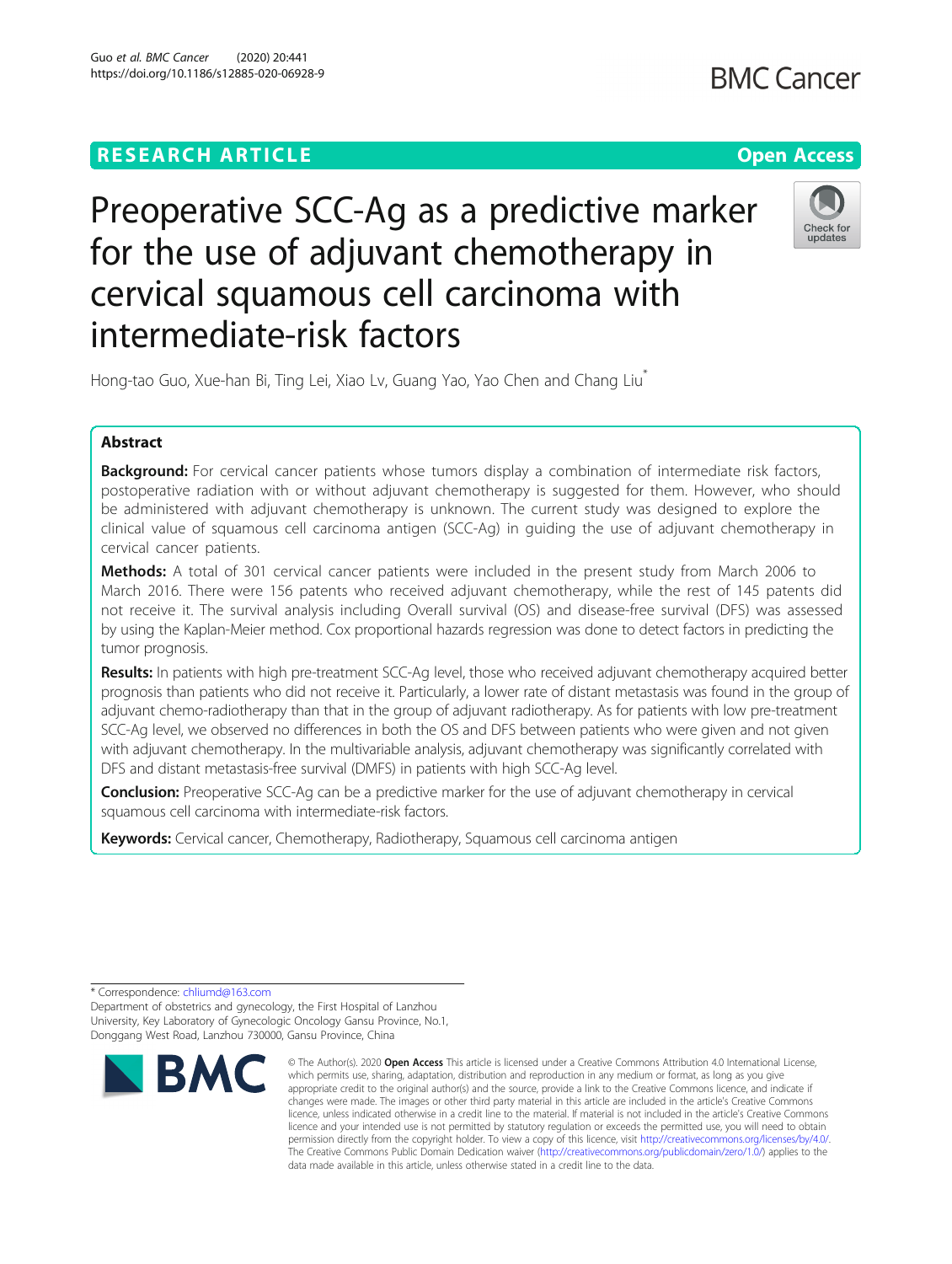RESEARCH ARTICLE

Open Access

# Preoperative SCC-Ag as a predictive marker for the use of adjuvant chemotherapy in cervical squamous cell carcinoma with intermediate-risk factors

Hong-tao Guo, Xue-han Bi, Ting Lei, Xiao Lv, Guang Yao, Yao Chen and Chang Liu*

## Abstract

**Background:** For cervical cancer patients whose tumors display a combination of intermediate risk factors, postoperative radiation with or without adjuvant chemotherapy is suggested for them. However, who should be administered with adjuvant chemotherapy is unknown. The current study was designed to explore the clinical value of squamous cell carcinoma antigen (SCC-Ag) in guiding the use of adjuvant chemotherapy in cervical cancer patients.

**Methods:** A total of 301 cervical cancer patients were included in the present study from March 2006 to March 2016. There were 156 patents who received adjuvant chemotherapy, while the rest of 145 patents did not receive it. The survival analysis including Overall survival (OS) and disease-free survival (DFS) was assessed by using the Kaplan-Meier method. Cox proportional hazards regression was done to detect factors in predicting the tumor prognosis.

**Results:** In patients with high pre-treatment SCC-Ag level, those who received adjuvant chemotherapy acquired better prognosis than patients who did not receive it. Particularly, a lower rate of distant metastasis was found in the group of adjuvant chemo-radiotherapy than that in the group of adjuvant radiotherapy. As for patients with low pre-treatment SCC-Ag level, we observed no differences in both the OS and DFS between patients who were given and not given with adjuvant chemotherapy. In the multivariable analysis, adjuvant chemotherapy was significantly correlated with DFS and distant metastasis-free survival (DMFS) in patients with high SCC-Ag level.

**Conclusion:** Preoperative SCC-Ag can be a predictive marker for the use of adjuvant chemotherapy in cervical squamous cell carcinoma with intermediate-risk factors.

**Keywords:** Cervical cancer, Chemotherapy, Radiotherapy, Squamous cell carcinoma antigen

---

* Correspondence: chliumd@163.com
Department of obstetrics and gynecology, the First Hospital of Lanzhou University, Key Laboratory of Gynecologic Oncology Gansu Province, No.1, Donggang West Road, Lanzhou 730000, Gansu Province, China

© The Author(s). 2020 **Open Access** This article is licensed under a Creative Commons Attribution 4.0 International License, which permits use, sharing, adaptation, distribution and reproduction in any medium or format, as long as you give appropriate credit to the original author(s) and the source, provide a link to the Creative Commons licence, and indicate if changes were made. The images or other third party material in this article are included in the article's Creative Commons licence, unless indicated otherwise in a credit line to the material. If material is not included in the article's Creative Commons licence and your intended use is not permitted by statutory regulation or exceeds the permitted use, you will need to obtain permission directly from the copyright holder. To view a copy of this licence, visit http://creativecommons.org/licenses/by/4.0/. The Creative Commons Public Domain Dedication waiver (http://creativecommons.org/publicdomain/zero/1.0/) applies to the data made available in this article, unless otherwise stated in a credit line to the data.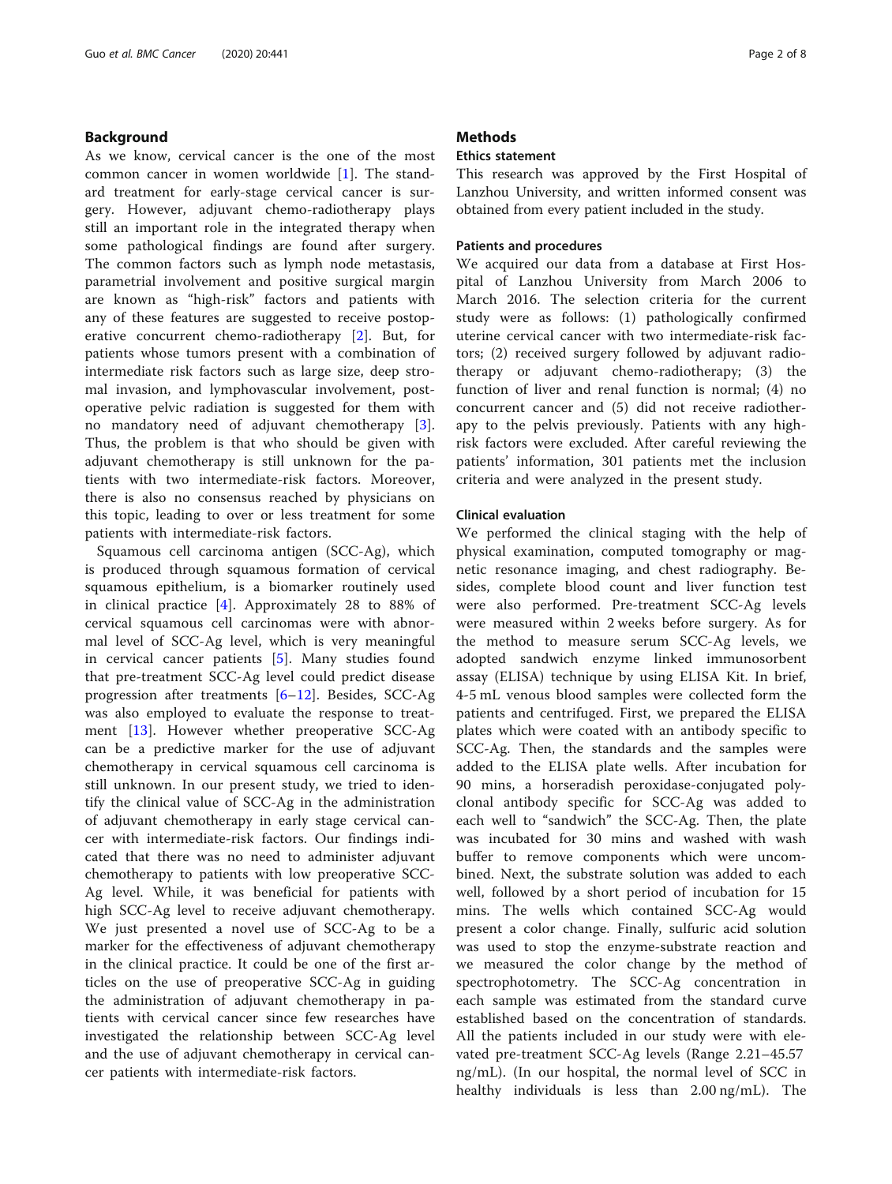## Background

As we know, cervical cancer is the one of the most common cancer in women worldwide [1]. The standard treatment for early-stage cervical cancer is surgery. However, adjuvant chemo-radiotherapy plays still an important role in the integrated therapy when some pathological findings are found after surgery. The common factors such as lymph node metastasis, parametrial involvement and positive surgical margin are known as "high-risk" factors and patients with any of these features are suggested to receive postoperative concurrent chemo-radiotherapy [2]. But, for patients whose tumors present with a combination of intermediate risk factors such as large size, deep stromal invasion, and lymphovascular involvement, postoperative pelvic radiation is suggested for them with no mandatory need of adjuvant chemotherapy [3]. Thus, the problem is that who should be given with adjuvant chemotherapy is still unknown for the patients with two intermediate-risk factors. Moreover, there is also no consensus reached by physicians on this topic, leading to over or less treatment for some patients with intermediate-risk factors.

Squamous cell carcinoma antigen (SCC-Ag), which is produced through squamous formation of cervical squamous epithelium, is a biomarker routinely used in clinical practice [4]. Approximately 28 to 88% of cervical squamous cell carcinomas were with abnormal level of SCC-Ag level, which is very meaningful in cervical cancer patients [5]. Many studies found that pre-treatment SCC-Ag level could predict disease progression after treatments [6–12]. Besides, SCC-Ag was also employed to evaluate the response to treatment [13]. However whether preoperative SCC-Ag can be a predictive marker for the use of adjuvant chemotherapy in cervical squamous cell carcinoma is still unknown. In our present study, we tried to identify the clinical value of SCC-Ag in the administration of adjuvant chemotherapy in early stage cervical cancer with intermediate-risk factors. Our findings indicated that there was no need to administer adjuvant chemotherapy to patients with low preoperative SCC-Ag level. While, it was beneficial for patients with high SCC-Ag level to receive adjuvant chemotherapy. We just presented a novel use of SCC-Ag to be a marker for the effectiveness of adjuvant chemotherapy in the clinical practice. It could be one of the first articles on the use of preoperative SCC-Ag in guiding the administration of adjuvant chemotherapy in patients with cervical cancer since few researches have investigated the relationship between SCC-Ag level and the use of adjuvant chemotherapy in cervical cancer patients with intermediate-risk factors.

## Methods

### Ethics statement

This research was approved by the First Hospital of Lanzhou University, and written informed consent was obtained from every patient included in the study.

### Patients and procedures

We acquired our data from a database at First Hospital of Lanzhou University from March 2006 to March 2016. The selection criteria for the current study were as follows: (1) pathologically confirmed uterine cervical cancer with two intermediate-risk factors; (2) received surgery followed by adjuvant radiotherapy or adjuvant chemo-radiotherapy; (3) the function of liver and renal function is normal; (4) no concurrent cancer and (5) did not receive radiotherapy to the pelvis previously. Patients with any high-risk factors were excluded. After careful reviewing the patients' information, 301 patients met the inclusion criteria and were analyzed in the present study.

### Clinical evaluation

We performed the clinical staging with the help of physical examination, computed tomography or magnetic resonance imaging, and chest radiography. Besides, complete blood count and liver function test were also performed. Pre-treatment SCC-Ag levels were measured within 2 weeks before surgery. As for the method to measure serum SCC-Ag levels, we adopted sandwich enzyme linked immunosorbent assay (ELISA) technique by using ELISA Kit. In brief, 4-5 mL venous blood samples were collected form the patients and centrifuged. First, we prepared the ELISA plates which were coated with an antibody specific to SCC-Ag. Then, the standards and the samples were added to the ELISA plate wells. After incubation for 90 mins, a horseradish peroxidase-conjugated polyclonal antibody specific for SCC-Ag was added to each well to "sandwich" the SCC-Ag. Then, the plate was incubated for 30 mins and washed with wash buffer to remove components which were uncombined. Next, the substrate solution was added to each well, followed by a short period of incubation for 15 mins. The wells which contained SCC-Ag would present a color change. Finally, sulfuric acid solution was used to stop the enzyme-substrate reaction and we measured the color change by the method of spectrophotometry. The SCC-Ag concentration in each sample was estimated from the standard curve established based on the concentration of standards. All the patients included in our study were with elevated pre-treatment SCC-Ag levels (Range 2.21–45.57 ng/mL). (In our hospital, the normal level of SCC in healthy individuals is less than 2.00 ng/mL). The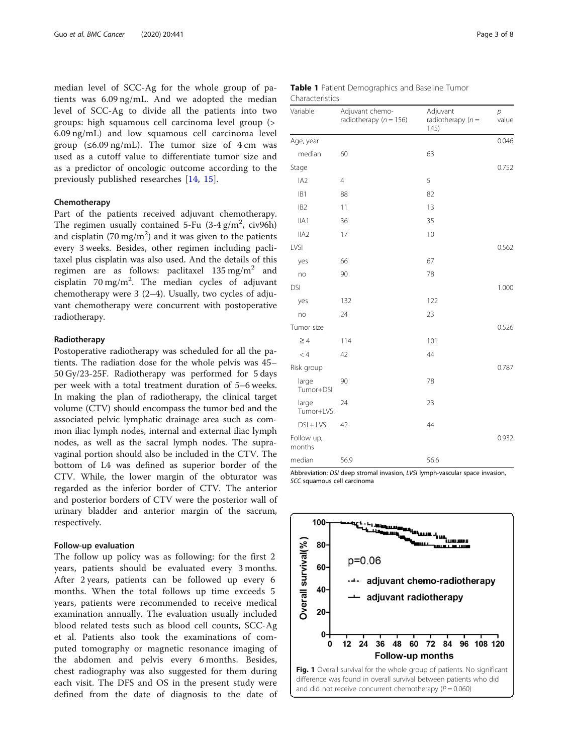median level of SCC-Ag for the whole group of patients was 6.09 ng/mL. And we adopted the median level of SCC-Ag to divide all the patients into two groups: high squamous cell carcinoma level group (> 6.09 ng/mL) and low squamous cell carcinoma level group (≤6.09 ng/mL). The tumor size of 4 cm was used as a cutoff value to differentiate tumor size and as a predictor of oncologic outcome according to the previously published researches [14, 15].

### Chemotherapy

Part of the patients received adjuvant chemotherapy. The regimen usually contained 5-Fu (3-4 g/m$^2$, civ96h) and cisplatin (70 mg/m$^2$) and it was given to the patients every 3 weeks. Besides, other regimen including paclitaxel plus cisplatin was also used. And the details of this regimen are as follows: paclitaxel 135 mg/m$^2$ and cisplatin 70 mg/m$^2$. The median cycles of adjuvant chemotherapy were 3 (2–4). Usually, two cycles of adjuvant chemotherapy were concurrent with postoperative radiotherapy.

### Radiotherapy

Postoperative radiotherapy was scheduled for all the patients. The radiation dose for the whole pelvis was 45–50 Gy/23-25F. Radiotherapy was performed for 5 days per week with a total treatment duration of 5–6 weeks. In making the plan of radiotherapy, the clinical target volume (CTV) should encompass the tumor bed and the associated pelvic lymphatic drainage area such as common iliac lymph nodes, internal and external iliac lymph nodes, as well as the sacral lymph nodes. The supravaginal portion should also be included in the CTV. The bottom of L4 was defined as superior border of the CTV. While, the lower margin of the obturator was regarded as the inferior border of CTV. The anterior and posterior borders of CTV were the posterior wall of urinary bladder and anterior margin of the sacrum, respectively.

### Follow-up evaluation

The follow up policy was as following: for the first 2 years, patients should be evaluated every 3 months. After 2 years, patients can be followed up every 6 months. When the total follows up time exceeds 5 years, patients were recommended to receive medical examination annually. The evaluation usually included blood related tests such as blood cell counts, SCC-Ag et al. Patients also took the examinations of computed tomography or magnetic resonance imaging of the abdomen and pelvis every 6 months. Besides, chest radiography was also suggested for them during each visit. The DFS and OS in the present study were defined from the date of diagnosis to the date of

**Table 1** Patient Demographics and Baseline Tumor Characteristics

| Variable | Adjuvant chemo-radiotherapy ($n = 156$) | Adjuvant radiotherapy ($n = 145$) | $p$ value |
|---|---|---|---|
| Age, year | | | 0.046 |
| median | 60 | 63 | |
| Stage | | | 0.752 |
| IA2 | 4 | 5 | |
| IB1 | 88 | 82 | |
| IB2 | 11 | 13 | |
| IIA1 | 36 | 35 | |
| IIA2 | 17 | 10 | |
| LVSI | | | 0.562 |
| yes | 66 | 67 | |
| no | 90 | 78 | |
| DSI | | | 1.000 |
| yes | 132 | 122 | |
| no | 24 | 23 | |
| Tumor size | | | 0.526 |
| ≥ 4 | 114 | 101 | |
| < 4 | 42 | 44 | |
| Risk group | | | 0.787 |
| large Tumor+DSI | 90 | 78 | |
| large Tumor+LVSI | 24 | 23 | |
| DSI + LVSI | 42 | 44 | |
| Follow up, months | | | 0.932 |
| median | 56.9 | 56.6 | |

Abbreviation: *DSI* deep stromal invasion, *LVSI* lymph-vascular space invasion, *SCC* squamous cell carcinoma

**Fig. 1** Overall survival for the whole group of patients. No significant difference was found in overall survival between patients who did and did not receive concurrent chemotherapy ($P = 0.060$)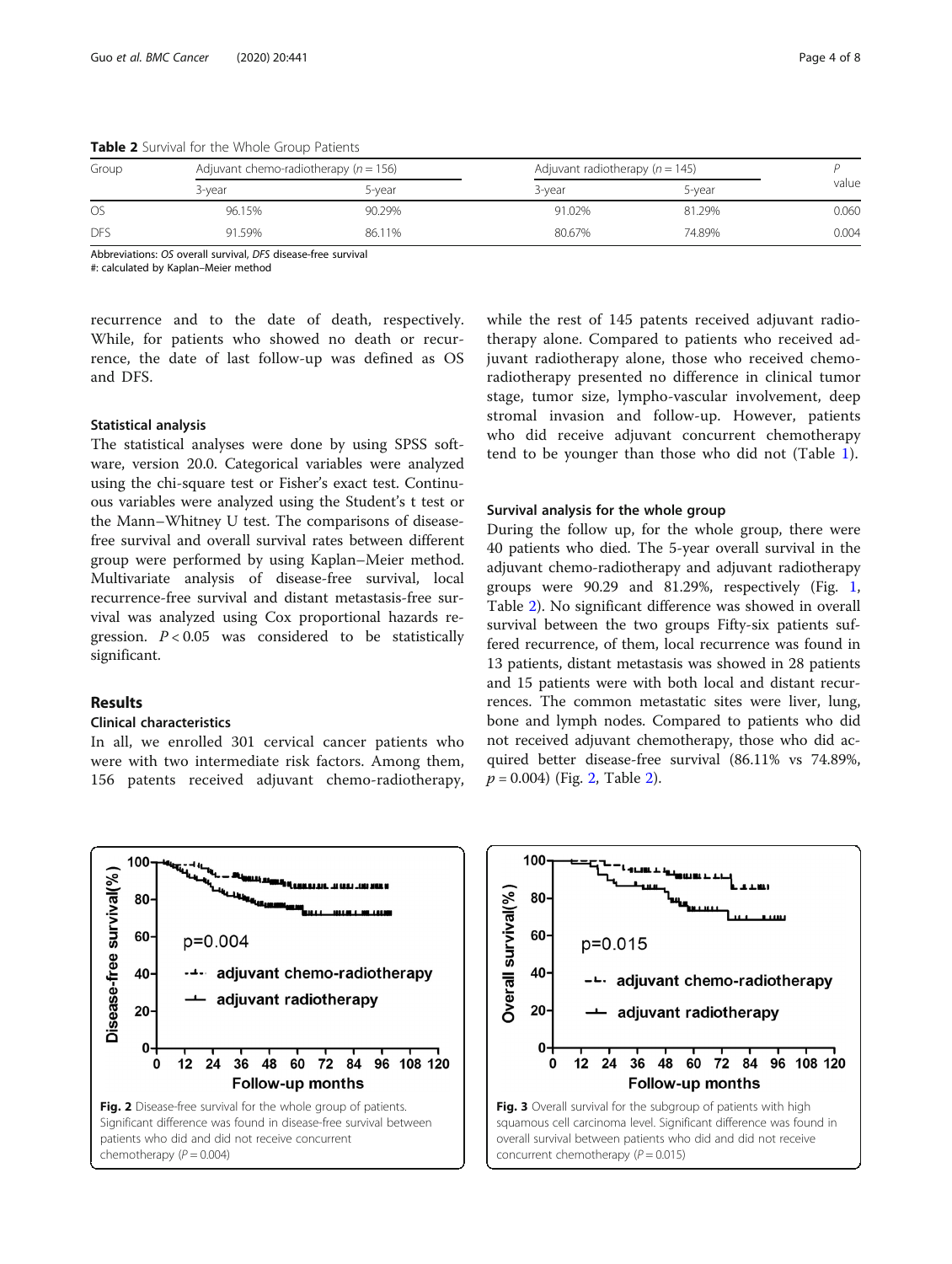**Table 2** Survival for the Whole Group Patients

| Group | Adjuvant chemo-radiotherapy ($n = 156$) | | Adjuvant radiotherapy ($n = 145$) | | P value |
|---|---|---|---|---|---|
| | 3-year | 5-year | 3-year | 5-year | |
| OS | 96.15% | 90.29% | 91.02% | 81.29% | 0.060 |
| DFS | 91.59% | 86.11% | 80.67% | 74.89% | 0.004 |

Abbreviations: *OS* overall survival, *DFS* disease-free survival
#: calculated by Kaplan–Meier method

recurrence and to the date of death, respectively. While, for patients who showed no death or recurrence, the date of last follow-up was defined as OS and DFS.

### Statistical analysis

The statistical analyses were done by using SPSS software, version 20.0. Categorical variables were analyzed using the chi-square test or Fisher's exact test. Continuous variables were analyzed using the Student's t test or the Mann–Whitney U test. The comparisons of disease-free survival and overall survival rates between different group were performed by using Kaplan–Meier method. Multivariate analysis of disease-free survival, local recurrence-free survival and distant metastasis-free survival was analyzed using Cox proportional hazards regression. $P < 0.05$ was considered to be statistically significant.

## Results

### Clinical characteristics

In all, we enrolled 301 cervical cancer patients who were with two intermediate risk factors. Among them, 156 patents received adjuvant chemo-radiotherapy, while the rest of 145 patents received adjuvant radiotherapy alone. Compared to patients who received adjuvant radiotherapy alone, those who received chemoradiotherapy presented no difference in clinical tumor stage, tumor size, lympho-vascular involvement, deep stromal invasion and follow-up. However, patients who did receive adjuvant concurrent chemotherapy tend to be younger than those who did not (Table 1).

### Survival analysis for the whole group

During the follow up, for the whole group, there were 40 patients who died. The 5-year overall survival in the adjuvant chemo-radiotherapy and adjuvant radiotherapy groups were 90.29 and 81.29%, respectively (Fig. 1, Table 2). No significant difference was showed in overall survival between the two groups Fifty-six patients suffered recurrence, of them, local recurrence was found in 13 patients, distant metastasis was showed in 28 patients and 15 patients were with both local and distant recurrences. The common metastatic sites were liver, lung, bone and lymph nodes. Compared to patients who did not received adjuvant chemotherapy, those who did acquired better disease-free survival (86.11% vs 74.89%, $p = 0.004$) (Fig. 2, Table 2).

**Fig. 2** Disease-free survival for the whole group of patients. Significant difference was found in disease-free survival between patients who did and did not receive concurrent chemotherapy ($P = 0.004$)

**Fig. 3** Overall survival for the subgroup of patients with high squamous cell carcinoma level. Significant difference was found in overall survival between patients who did and did not receive concurrent chemotherapy ($P = 0.015$)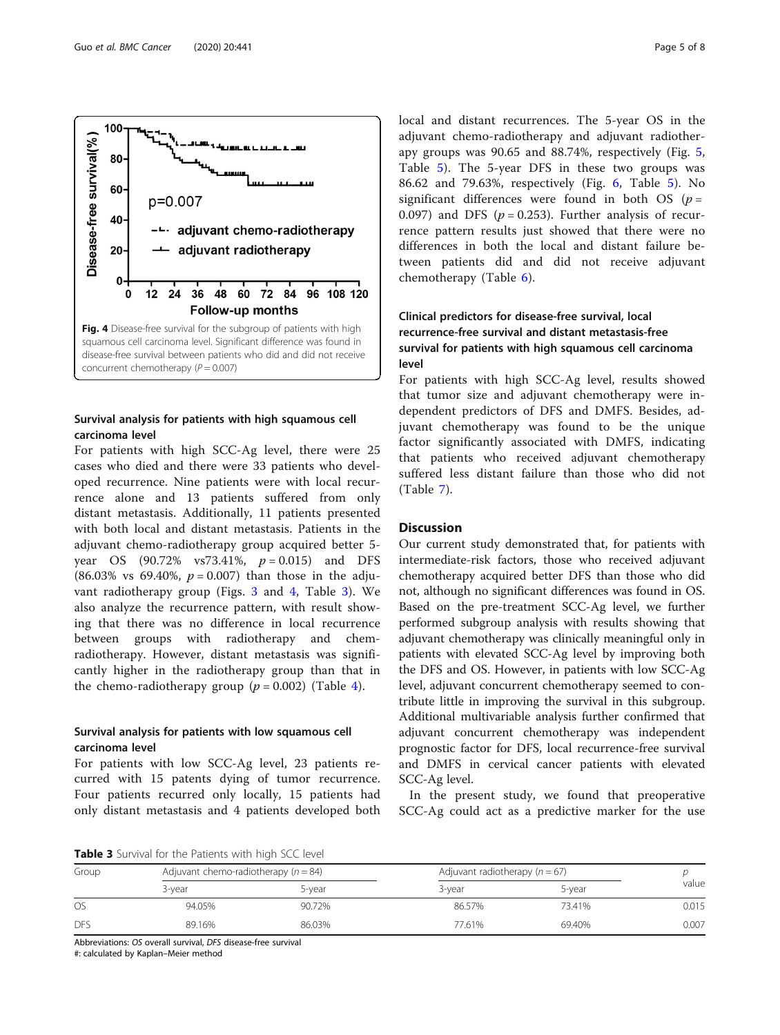Fig. 4 Disease-free survival for the subgroup of patients with high squamous cell carcinoma level. Significant difference was found in disease-free survival between patients who did and did not receive concurrent chemotherapy ($P = 0.007$)

### Survival analysis for patients with high squamous cell carcinoma level

For patients with high SCC-Ag level, there were 25 cases who died and there were 33 patients who developed recurrence. Nine patients were with local recurrence alone and 13 patients suffered from only distant metastasis. Additionally, 11 patients presented with both local and distant metastasis. Patients in the adjuvant chemo-radiotherapy group acquired better 5-year OS (90.72% vs73.41%, $p = 0.015$) and DFS (86.03% vs 69.40%, $p = 0.007$) than those in the adjuvant radiotherapy group (Figs. 3 and 4, Table 3). We also analyze the recurrence pattern, with result showing that there was no difference in local recurrence between groups with radiotherapy and chemradiotherapy. However, distant metastasis was significantly higher in the radiotherapy group than that in the chemo-radiotherapy group ($p = 0.002$) (Table 4).

### Survival analysis for patients with low squamous cell carcinoma level

For patients with low SCC-Ag level, 23 patients recurred with 15 patents dying of tumor recurrence. Four patients recurred only locally, 15 patients had only distant metastasis and 4 patients developed both local and distant recurrences. The 5-year OS in the adjuvant chemo-radiotherapy and adjuvant radiotherapy groups was 90.65 and 88.74%, respectively (Fig. 5, Table 5). The 5-year DFS in these two groups was 86.62 and 79.63%, respectively (Fig. 6, Table 5). No significant differences were found in both OS ($p = 0.097$) and DFS ($p = 0.253$). Further analysis of recurrence pattern results just showed that there were no differences in both the local and distant failure between patients did and did not receive adjuvant chemotherapy (Table 6).

### Clinical predictors for disease-free survival, local recurrence-free survival and distant metastasis-free survival for patients with high squamous cell carcinoma level

For patients with high SCC-Ag level, results showed that tumor size and adjuvant chemotherapy were independent predictors of DFS and DMFS. Besides, adjuvant chemotherapy was found to be the unique factor significantly associated with DMFS, indicating that patients who received adjuvant chemotherapy suffered less distant failure than those who did not (Table 7).

## Discussion

Our current study demonstrated that, for patients with intermediate-risk factors, those who received adjuvant chemotherapy acquired better DFS than those who did not, although no significant differences was found in OS. Based on the pre-treatment SCC-Ag level, we further performed subgroup analysis with results showing that adjuvant chemotherapy was clinically meaningful only in patients with elevated SCC-Ag level by improving both the DFS and OS. However, in patients with low SCC-Ag level, adjuvant concurrent chemotherapy seemed to contribute little in improving the survival in this subgroup. Additional multivariable analysis further confirmed that adjuvant concurrent chemotherapy was independent prognostic factor for DFS, local recurrence-free survival and DMFS in cervical cancer patients with elevated SCC-Ag level.

In the present study, we found that preoperative SCC-Ag could act as a predictive marker for the use

**Table 3** Survival for the Patients with high SCC level

| Group | Adjuvant chemo-radiotherapy ($n = 84$) | | Adjuvant radiotherapy ($n = 67$) | | *p* value |
|---|---|---|---|---|---|
| | 3-year | 5-year | 3-year | 5-year | |
| OS | 94.05% | 90.72% | 86.57% | 73.41% | 0.015 |
| DFS | 89.16% | 86.03% | 77.61% | 69.40% | 0.007 |

Abbreviations: *OS* overall survival, *DFS* disease-free survival

#: calculated by Kaplan–Meier method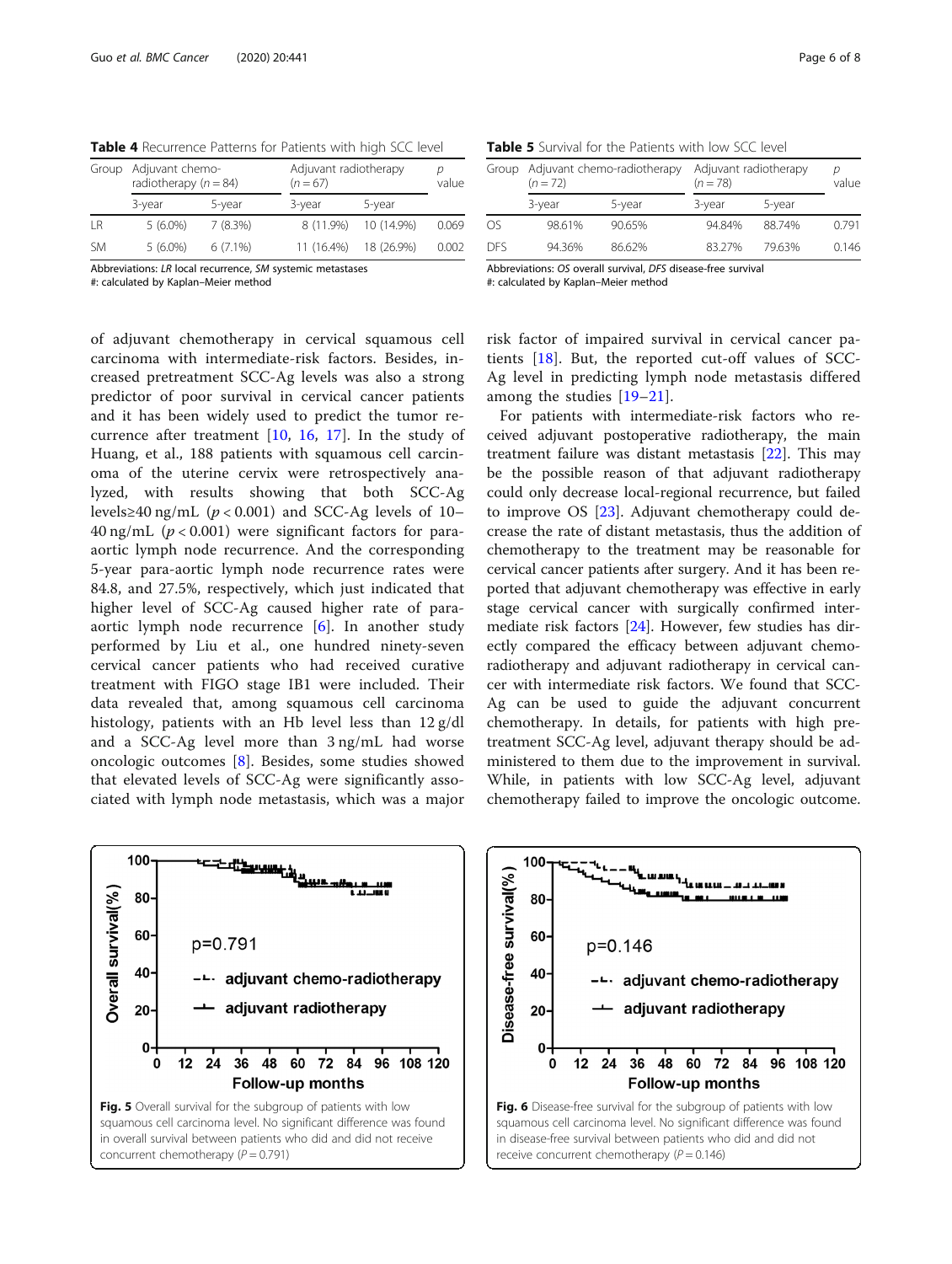**Table 4** Recurrence Patterns for Patients with high SCC level

| Group | Adjuvant chemo-radiotherapy ($n = 84$) | | Adjuvant radiotherapy ($n = 67$) | | *p* value |
|---|---|---|---|---|---|
| | 3-year | 5-year | 3-year | 5-year | |
| LR | 5 (6.0%) | 7 (8.3%) | 8 (11.9%) | 10 (14.9%) | 0.069 |
| SM | 5 (6.0%) | 6 (7.1%) | 11 (16.4%) | 18 (26.9%) | 0.002 |

Abbreviations: *LR* local recurrence, *SM* systemic metastases
#: calculated by Kaplan–Meier method

**Table 5** Survival for the Patients with low SCC level

| Group | Adjuvant chemo-radiotherapy ($n = 72$) | | Adjuvant radiotherapy ($n = 78$) | | *p* value |
|---|---|---|---|---|---|
| | 3-year | 5-year | 3-year | 5-year | |
| OS | 98.61% | 90.65% | 94.84% | 88.74% | 0.791 |
| DFS | 94.36% | 86.62% | 83.27% | 79.63% | 0.146 |

Abbreviations: *OS* overall survival, *DFS* disease-free survival
#: calculated by Kaplan–Meier method

of adjuvant chemotherapy in cervical squamous cell carcinoma with intermediate-risk factors. Besides, increased pretreatment SCC-Ag levels was also a strong predictor of poor survival in cervical cancer patients and it has been widely used to predict the tumor recurrence after treatment [10, 16, 17]. In the study of Huang, et al., 188 patients with squamous cell carcinoma of the uterine cervix were retrospectively analyzed, with results showing that both SCC-Ag levels≥40 ng/mL ($p < 0.001$) and SCC-Ag levels of 10–40 ng/mL ($p < 0.001$) were significant factors for para-aortic lymph node recurrence. And the corresponding 5-year para-aortic lymph node recurrence rates were 84.8, and 27.5%, respectively, which just indicated that higher level of SCC-Ag caused higher rate of para-aortic lymph node recurrence [6]. In another study performed by Liu et al., one hundred ninety-seven cervical cancer patients who had received curative treatment with FIGO stage IB1 were included. Their data revealed that, among squamous cell carcinoma histology, patients with an Hb level less than 12 g/dl and a SCC-Ag level more than 3 ng/mL had worse oncologic outcomes [8]. Besides, some studies showed that elevated levels of SCC-Ag were significantly associated with lymph node metastasis, which was a major risk factor of impaired survival in cervical cancer patients [18]. But, the reported cut-off values of SCC-Ag level in predicting lymph node metastasis differed among the studies [19–21].

For patients with intermediate-risk factors who received adjuvant postoperative radiotherapy, the main treatment failure was distant metastasis [22]. This may be the possible reason of that adjuvant radiotherapy could only decrease local-regional recurrence, but failed to improve OS [23]. Adjuvant chemotherapy could decrease the rate of distant metastasis, thus the addition of chemotherapy to the treatment may be reasonable for cervical cancer patients after surgery. And it has been reported that adjuvant chemotherapy was effective in early stage cervical cancer with surgically confirmed intermediate risk factors [24]. However, few studies has directly compared the efficacy between adjuvant chemoradiotherapy and adjuvant radiotherapy in cervical cancer with intermediate risk factors. We found that SCC-Ag can be used to guide the adjuvant concurrent chemotherapy. In details, for patients with high pretreatment SCC-Ag level, adjuvant therapy should be administered to them due to the improvement in survival. While, in patients with low SCC-Ag level, adjuvant chemotherapy failed to improve the oncologic outcome.

**Fig. 5** Overall survival for the subgroup of patients with low squamous cell carcinoma level. No significant difference was found in overall survival between patients who did and did not receive concurrent chemotherapy ($P = 0.791$)

**Fig. 6** Disease-free survival for the subgroup of patients with low squamous cell carcinoma level. No significant difference was found in disease-free survival between patients who did and did not receive concurrent chemotherapy ($P = 0.146$)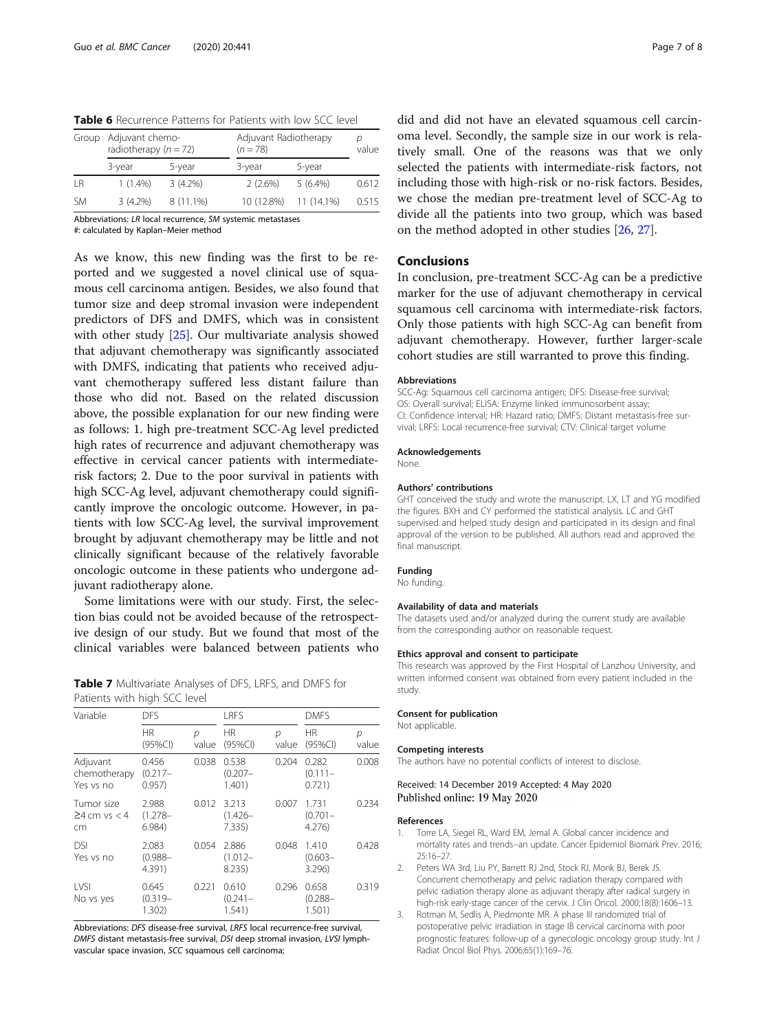**Table 6** Recurrence Patterns for Patients with low SCC level

| Group | Adjuvant chemo-radiotherapy ($n = 72$) | | Adjuvant Radiotherapy ($n = 78$) | | p value |
|---|---|---|---|---|---|
| | 3-year | 5-year | 3-year | 5-year | |
| LR | 1 (1.4%) | 3 (4.2%) | 2 (2.6%) | 5 (6.4%) | 0.612 |
| SM | 3 (4.2%) | 8 (11.1%) | 10 (12.8%) | 11 (14.1%) | 0.515 |

Abbreviations: *LR* local recurrence, *SM* systemic metastases
#: calculated by Kaplan–Meier method

As we know, this new finding was the first to be reported and we suggested a novel clinical use of squamous cell carcinoma antigen. Besides, we also found that tumor size and deep stromal invasion were independent predictors of DFS and DMFS, which was in consistent with other study [25]. Our multivariate analysis showed that adjuvant chemotherapy was significantly associated with DMFS, indicating that patients who received adjuvant chemotherapy suffered less distant failure than those who did not. Based on the related discussion above, the possible explanation for our new finding were as follows: 1. high pre-treatment SCC-Ag level predicted high rates of recurrence and adjuvant chemotherapy was effective in cervical cancer patients with intermediate-risk factors; 2. Due to the poor survival in patients with high SCC-Ag level, adjuvant chemotherapy could significantly improve the oncologic outcome. However, in patients with low SCC-Ag level, the survival improvement brought by adjuvant chemotherapy may be little and not clinically significant because of the relatively favorable oncologic outcome in these patients who undergone adjuvant radiotherapy alone.

Some limitations were with our study. First, the selection bias could not be avoided because of the retrospective design of our study. But we found that most of the clinical variables were balanced between patients who did and did not have an elevated squamous cell carcinoma level. Secondly, the sample size in our work is relatively small. One of the reasons was that we only selected the patients with intermediate-risk factors, not including those with high-risk or no-risk factors. Besides, we chose the median pre-treatment level of SCC-Ag to divide all the patients into two group, which was based on the method adopted in other studies [26, 27].

**Table 7** Multivariate Analyses of DFS, LRFS, and DMFS for Patients with high SCC level

| Variable | DFS | | LRFS | | DMFS | |
|---|---|---|---|---|---|---|
| | HR (95%CI) | p value | HR (95%CI) | p value | HR (95%CI) | p value |
| Adjuvant chemotherapy Yes vs no | 0.456 (0.217–0.957) | 0.038 | 0.538 (0.207–1.401) | 0.204 | 0.282 (0.111–0.721) | 0.008 |
| Tumor size ≥4 cm vs < 4 cm | 2.988 (1.278–6.984) | 0.012 | 3.213 (1.426–7.335) | 0.007 | 1.731 (0.701–4.276) | 0.234 |
| DSI Yes vs no | 2.083 (0.988–4.391) | 0.054 | 2.886 (1.012–8.235) | 0.048 | 1.410 (0.603–3.296) | 0.428 |
| LVSI No vs yes | 0.645 (0.319–1.302) | 0.221 | 0.610 (0.241–1.541) | 0.296 | 0.658 (0.288–1.501) | 0.319 |

Abbreviations: *DFS* disease-free survival, *LRFS* local recurrence-free survival, *DMFS* distant metastasis-free survival, *DSI* deep stromal invasion, *LVSI* lymph-vascular space invasion, *SCC* squamous cell carcinoma;

## Conclusions

In conclusion, pre-treatment SCC-Ag can be a predictive marker for the use of adjuvant chemotherapy in cervical squamous cell carcinoma with intermediate-risk factors. Only those patients with high SCC-Ag can benefit from adjuvant chemotherapy. However, further larger-scale cohort studies are still warranted to prove this finding.

#### Abbreviations

SCC-Ag: Squamous cell carcinoma antigen; DFS: Disease-free survival; OS: Overall survival; ELISA: Enzyme linked immunosorbent assay; CI: Confidence interval; HR: Hazard ratio; DMFS: Distant metastasis-free survival; LRFS: Local recurrence-free survival; CTV: Clinical target volume

#### Acknowledgements

None.

#### Authors' contributions

GHT conceived the study and wrote the manuscript. LX, LT and YG modified the figures. BXH and CY performed the statistical analysis. LC and GHT supervised and helped study design and participated in its design and final approval of the version to be published. All authors read and approved the final manuscript.

#### Funding

No funding.

#### Availability of data and materials

The datasets used and/or analyzed during the current study are available from the corresponding author on reasonable request.

#### Ethics approval and consent to participate

This research was approved by the First Hospital of Lanzhou University, and written informed consent was obtained from every patient included in the study.

#### Consent for publication

Not applicable.

#### Competing interests

The authors have no potential conflicts of interest to disclose.

Received: 14 December 2019 Accepted: 4 May 2020
Published online: 19 May 2020

#### References

1. Torre LA, Siegel RL, Ward EM, Jemal A. Global cancer incidence and mortality rates and trends--an update. Cancer Epidemiol Biomark Prev. 2016; 25:16–27.
2. Peters WA 3rd, Liu PY, Barrett RJ 2nd, Stock RJ, Monk BJ, Berek JS. Concurrent chemotherapy and pelvic radiation therapy compared with pelvic radiation therapy alone as adjuvant therapy after radical surgery in high-risk early-stage cancer of the cervix. J Clin Oncol. 2000;18(8):1606–13.
3. Rotman M, Sedlis A, Piedmonte MR. A phase III randomized trial of postoperative pelvic irradiation in stage IB cervical carcinoma with poor prognostic features: follow-up of a gynecologic oncology group study. Int J Radiat Oncol Biol Phys. 2006;65(1):169–76.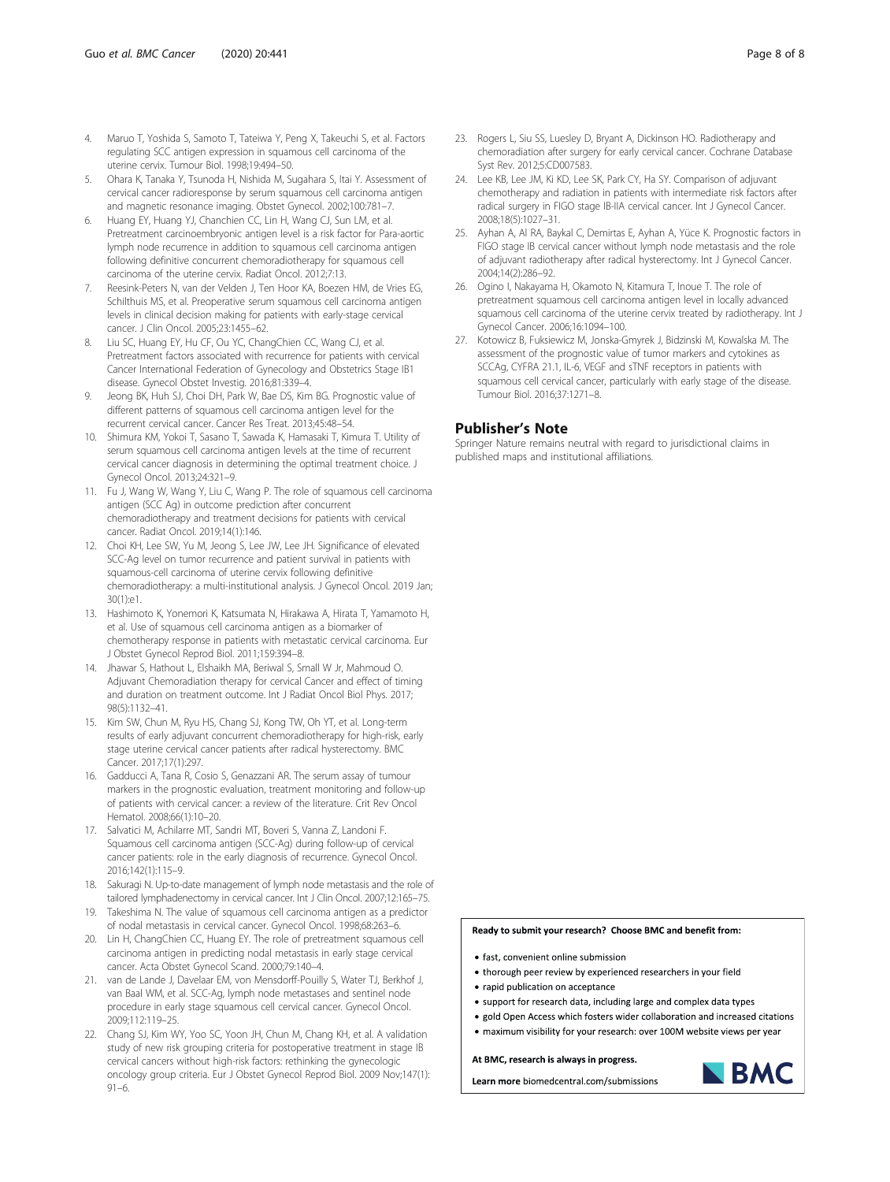4. Maruo T, Yoshida S, Samoto T, Tateiwa Y, Peng X, Takeuchi S, et al. Factors regulating SCC antigen expression in squamous cell carcinoma of the uterine cervix. Tumour Biol. 1998;19:494–50.
5. Ohara K, Tanaka Y, Tsunoda H, Nishida M, Sugahara S, Itai Y. Assessment of cervical cancer radioresponse by serum squamous cell carcinoma antigen and magnetic resonance imaging. Obstet Gynecol. 2002;100:781–7.
6. Huang EY, Huang YJ, Chanchien CC, Lin H, Wang CJ, Sun LM, et al. Pretreatment carcinoembryonic antigen level is a risk factor for Para-aortic lymph node recurrence in addition to squamous cell carcinoma antigen following definitive concurrent chemoradiotherapy for squamous cell carcinoma of the uterine cervix. Radiat Oncol. 2012;7:13.
7. Reesink-Peters N, van der Velden J, Ten Hoor KA, Boezen HM, de Vries EG, Schilthuis MS, et al. Preoperative serum squamous cell carcinoma antigen levels in clinical decision making for patients with early-stage cervical cancer. J Clin Oncol. 2005;23:1455–62.
8. Liu SC, Huang EY, Hu CF, Ou YC, ChangChien CC, Wang CJ, et al. Pretreatment factors associated with recurrence for patients with cervical Cancer International Federation of Gynecology and Obstetrics Stage IB1 disease. Gynecol Obstet Investig. 2016;81:339–4.
9. Jeong BK, Huh SJ, Choi DH, Park W, Bae DS, Kim BG. Prognostic value of different patterns of squamous cell carcinoma antigen level for the recurrent cervical cancer. Cancer Res Treat. 2013;45:48–54.
10. Shimura KM, Yokoi T, Sasano T, Sawada K, Hamasaki T, Kimura T. Utility of serum squamous cell carcinoma antigen levels at the time of recurrent cervical cancer diagnosis in determining the optimal treatment choice. J Gynecol Oncol. 2013;24:321–9.
11. Fu J, Wang W, Wang Y, Liu C, Wang P. The role of squamous cell carcinoma antigen (SCC Ag) in outcome prediction after concurrent chemoradiotherapy and treatment decisions for patients with cervical cancer. Radiat Oncol. 2019;14(1):146.
12. Choi KH, Lee SW, Yu M, Jeong S, Lee JW, Lee JH. Significance of elevated SCC-Ag level on tumor recurrence and patient survival in patients with squamous-cell carcinoma of uterine cervix following definitive chemoradiotherapy: a multi-institutional analysis. J Gynecol Oncol. 2019 Jan; 30(1):e1.
13. Hashimoto K, Yonemori K, Katsumata N, Hirakawa A, Hirata T, Yamamoto H, et al. Use of squamous cell carcinoma antigen as a biomarker of chemotherapy response in patients with metastatic cervical carcinoma. Eur J Obstet Gynecol Reprod Biol. 2011;159:394–8.
14. Jhawar S, Hathout L, Elshaikh MA, Beriwal S, Small W Jr, Mahmoud O. Adjuvant Chemoradiation therapy for cervical Cancer and effect of timing and duration on treatment outcome. Int J Radiat Oncol Biol Phys. 2017; 98(5):1132–41.
15. Kim SW, Chun M, Ryu HS, Chang SJ, Kong TW, Oh YT, et al. Long-term results of early adjuvant concurrent chemoradiotherapy for high-risk, early stage uterine cervical cancer patients after radical hysterectomy. BMC Cancer. 2017;17(1):297.
16. Gadducci A, Tana R, Cosio S, Genazzani AR. The serum assay of tumour markers in the prognostic evaluation, treatment monitoring and follow-up of patients with cervical cancer: a review of the literature. Crit Rev Oncol Hematol. 2008;66(1):10–20.
17. Salvatici M, Achilarre MT, Sandri MT, Boveri S, Vanna Z, Landoni F. Squamous cell carcinoma antigen (SCC-Ag) during follow-up of cervical cancer patients: role in the early diagnosis of recurrence. Gynecol Oncol. 2016;142(1):115–9.
18. Sakuragi N. Up-to-date management of lymph node metastasis and the role of tailored lymphadenectomy in cervical cancer. Int J Clin Oncol. 2007;12:165–75.
19. Takeshima N. The value of squamous cell carcinoma antigen as a predictor of nodal metastasis in cervical cancer. Gynecol Oncol. 1998;68:263–6.
20. Lin H, ChangChien CC, Huang EY. The role of pretreatment squamous cell carcinoma antigen in predicting nodal metastasis in early stage cervical cancer. Acta Obstet Gynecol Scand. 2000;79:140–4.
21. van de Lande J, Davelaar EM, von Mensdorff-Pouilly S, Water TJ, Berkhof J, van Baal WM, et al. SCC-Ag, lymph node metastases and sentinel node procedure in early stage squamous cell cervical cancer. Gynecol Oncol. 2009;112:119–25.
22. Chang SJ, Kim WY, Yoo SC, Yoon JH, Chun M, Chang KH, et al. A validation study of new risk grouping criteria for postoperative treatment in stage IB cervical cancers without high-risk factors: rethinking the gynecologic oncology group criteria. Eur J Obstet Gynecol Reprod Biol. 2009 Nov;147(1): 91–6.
23. Rogers L, Siu SS, Luesley D, Bryant A, Dickinson HO. Radiotherapy and chemoradiation after surgery for early cervical cancer. Cochrane Database Syst Rev. 2012;5:CD007583.
24. Lee KB, Lee JM, Ki KD, Lee SK, Park CY, Ha SY. Comparison of adjuvant chemotherapy and radiation in patients with intermediate risk factors after radical surgery in FIGO stage IB-IIA cervical cancer. Int J Gynecol Cancer. 2008;18(5):1027–31.
25. Ayhan A, Al RA, Baykal C, Demirtas E, Ayhan A, Yüce K. Prognostic factors in FIGO stage IB cervical cancer without lymph node metastasis and the role of adjuvant radiotherapy after radical hysterectomy. Int J Gynecol Cancer. 2004;14(2):286–92.
26. Ogino I, Nakayama H, Okamoto N, Kitamura T, Inoue T. The role of pretreatment squamous cell carcinoma antigen level in locally advanced squamous cell carcinoma of the uterine cervix treated by radiotherapy. Int J Gynecol Cancer. 2006;16:1094–100.
27. Kotowicz B, Fuksiewicz M, Jonska-Gmyrek J, Bidzinski M, Kowalska M. The assessment of the prognostic value of tumor markers and cytokines as SCCAg, CYFRA 21.1, IL-6, VEGF and sTNF receptors in patients with squamous cell cervical cancer, particularly with early stage of the disease. Tumour Biol. 2016;37:1271–8.

## Publisher's Note

Springer Nature remains neutral with regard to jurisdictional claims in published maps and institutional affiliations.

**Ready to submit your research? Choose BMC and benefit from:**

- fast, convenient online submission
- thorough peer review by experienced researchers in your field
- rapid publication on acceptance
- support for research data, including large and complex data types
- gold Open Access which fosters wider collaboration and increased citations
- maximum visibility for your research: over 100M website views per year

**At BMC, research is always in progress.**

**Learn more** biomedcentral.com/submissions

BMC